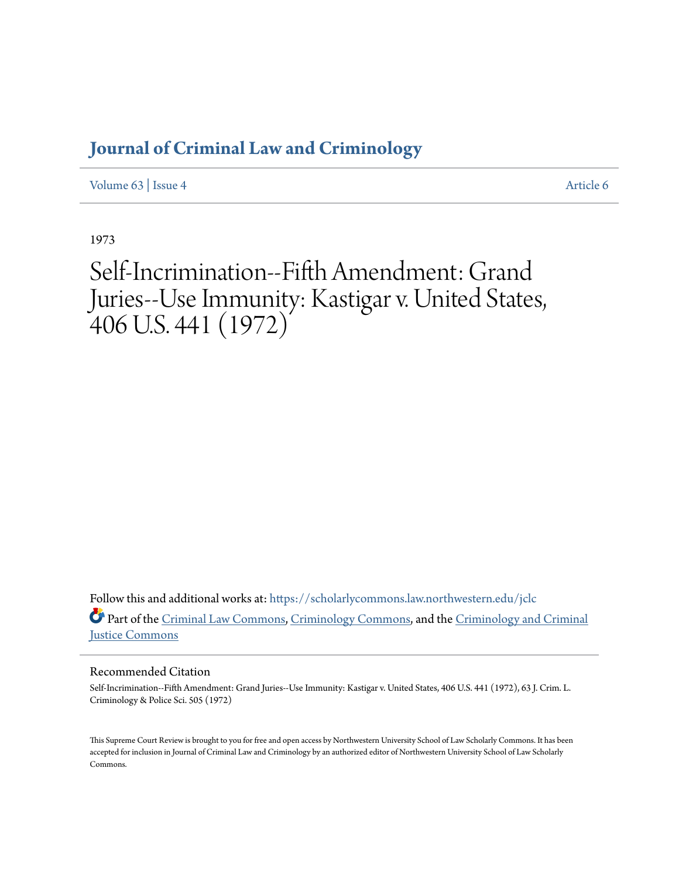# Journal of Criminal Law and Criminology

Volume 63 | Issue 4 Article 6

1973

# Self-Incrimination--Fifth Amendment: Grand Juries--Use Immunity: Kastigar v. United States, 406 U.S. 441 (1972)

Follow this and additional works at: https://scholarlycommons.law.northwestern.edu/jclc

Part of the Criminal Law Commons, Criminology Commons, and the Criminology and Criminal Justice Commons

## Recommended Citation

Self-Incrimination--Fifth Amendment: Grand Juries--Use Immunity: Kastigar v. United States, 406 U.S. 441 (1972), 63 J. Crim. L. Criminology & Police Sci. 505 (1972)

This Supreme Court Review is brought to you for free and open access by Northwestern University School of Law Scholarly Commons. It has been accepted for inclusion in Journal of Criminal Law and Criminology by an authorized editor of Northwestern University School of Law Scholarly Commons.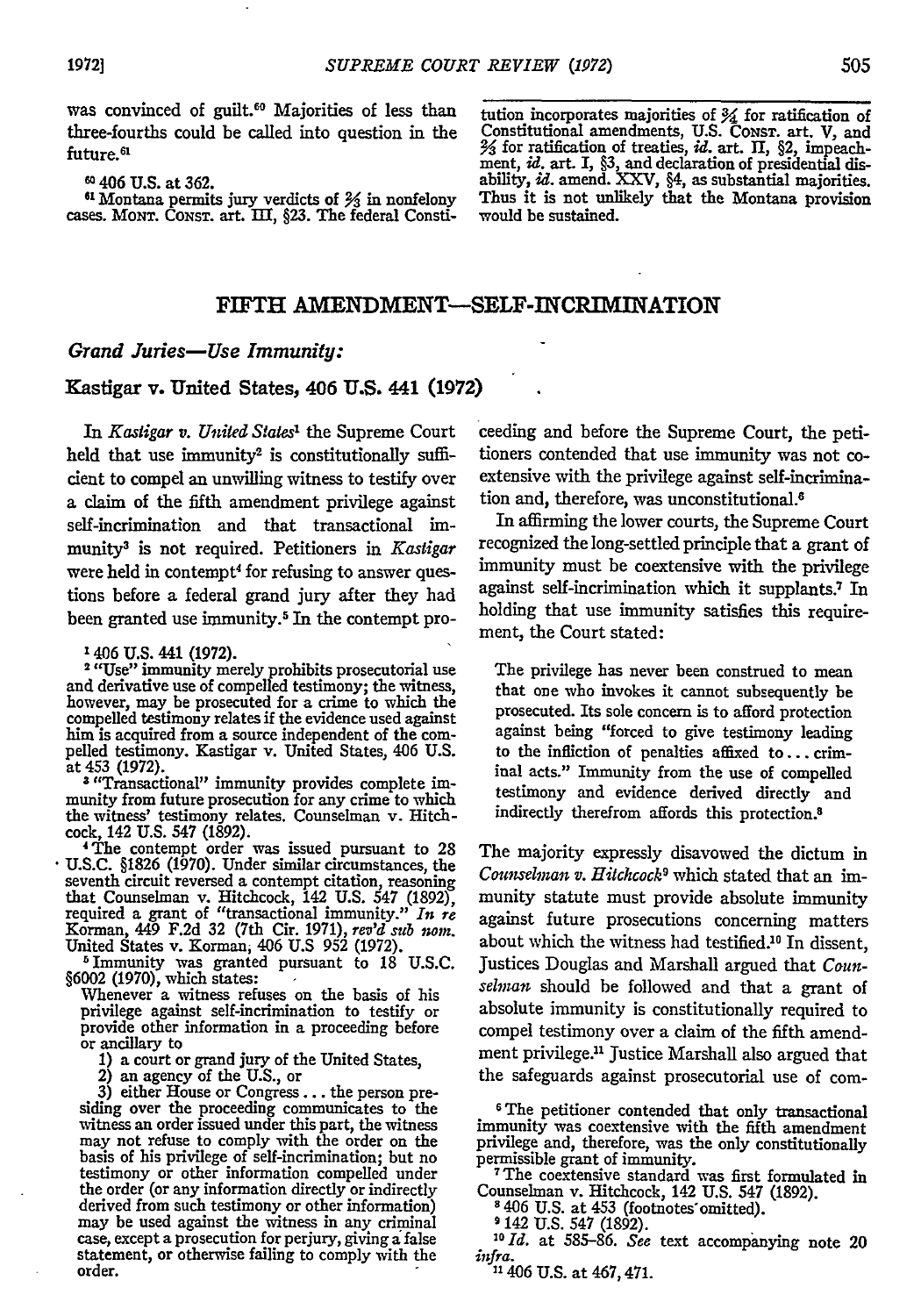was convinced of guilt.[60] Majorities of less than three-fourths could be called into question in the future.[61]

[60] 406 U.S. at 362.

[61] Montana permits jury verdicts of ⅔ in nonfelony cases. MONT. CONST. art. III, §23. The federal Constitution incorporates majorities of ¾ for ratification of Constitutional amendments, U.S. CONST. art. V, and ⅔ for ratification of treaties, *id.* art. II, §2, impeachment, *id.* art. I, §3, and declaration of presidential disability, *id.* amend. XXV, §4, as substantial majorities. Thus it is not unlikely that the Montana provision would be sustained.

## FIFTH AMENDMENT—SELF-INCRIMINATION

### *Grand Juries—Use Immunity:*

### Kastigar v. United States, 406 U.S. 441 (1972)

In *Kastigar v. United States*[1] the Supreme Court held that use immunity[2] is constitutionally sufficient to compel an unwilling witness to testify over a claim of the fifth amendment privilege against self-incrimination and that transactional immunity[3] is not required. Petitioners in *Kastigar* were held in contempt[4] for refusing to answer questions before a federal grand jury after they had been granted use immunity.[5] In the contempt proceeding and before the Supreme Court, the petitioners contended that use immunity was not coextensive with the privilege against self-incrimination and, therefore, was unconstitutional.[6]

In affirming the lower courts, the Supreme Court recognized the long-settled principle that a grant of immunity must be coextensive with the privilege against self-incrimination which it supplants.[7] In holding that use immunity satisfies this requirement, the Court stated:

> The privilege has never been construed to mean that one who invokes it cannot subsequently be prosecuted. Its sole concern is to afford protection against being "forced to give testimony leading to the infliction of penalties affixed to . . . criminal acts." Immunity from the use of compelled testimony and evidence derived directly and indirectly therefrom affords this protection.[8]

The majority expressly disavowed the dictum in *Counselman v. Hitchcock*[9] which stated that an immunity statute must provide absolute immunity against future prosecutions concerning matters about which the witness had testified.[10] In dissent, Justices Douglas and Marshall argued that *Counselman* should be followed and that a grant of absolute immunity is constitutionally required to compel testimony over a claim of the fifth amendment privilege.[11] Justice Marshall also argued that the safeguards against prosecutorial use of com-

[1] 406 U.S. 441 (1972).

[2] "Use" immunity merely prohibits prosecutorial use and derivative use of compelled testimony; the witness, however, may be prosecuted for a crime to which the compelled testimony relates if the evidence used against him is acquired from a source independent of the compelled testimony. Kastigar v. United States, 406 U.S. at 453 (1972).

[3] "Transactional" immunity provides complete immunity from future prosecution for any crime to which the witness' testimony relates. Counselman v. Hitchcock, 142 U.S. 547 (1892).

[4] The contempt order was issued pursuant to 28 U.S.C. §1826 (1970). Under similar circumstances, the seventh circuit reversed a contempt citation, reasoning that Counselman v. Hitchcock, 142 U.S. 547 (1892), required a grant of "transactional immunity." *In re* Korman, 449 F.2d 32 (7th Cir. 1971), *rev'd sub nom.* United States v. Korman, 406 U.S 952 (1972).

[5] Immunity was granted pursuant to 18 U.S.C. §6002 (1970), which states:

> Whenever a witness refuses on the basis of his privilege against self-incrimination to testify or provide other information in a proceeding before or ancillary to
>
> 1) a court or grand jury of the United States,
>
> 2) an agency of the U.S., or
>
> 3) either House or Congress . . . the person presiding over the proceeding communicates to the witness an order issued under this part, the witness may not refuse to comply with the order on the basis of his privilege of self-incrimination; but no testimony or other information compelled under the order (or any information directly or indirectly derived from such testimony or other information) may be used against the witness in any criminal case, except a prosecution for perjury, giving a false statement, or otherwise failing to comply with the order.

[6] The petitioner contended that only transactional immunity was coextensive with the fifth amendment privilege and, therefore, was the only constitutionally permissible grant of immunity.

[7] The coextensive standard was first formulated in Counselman v. Hitchcock, 142 U.S. 547 (1892).

[8] 406 U.S. at 453 (footnotes omitted).

[9] 142 U.S. 547 (1892).

[10] *Id.* at 585–86. *See* text accompanying note 20 *infra.*

[11] 406 U.S. at 467, 471.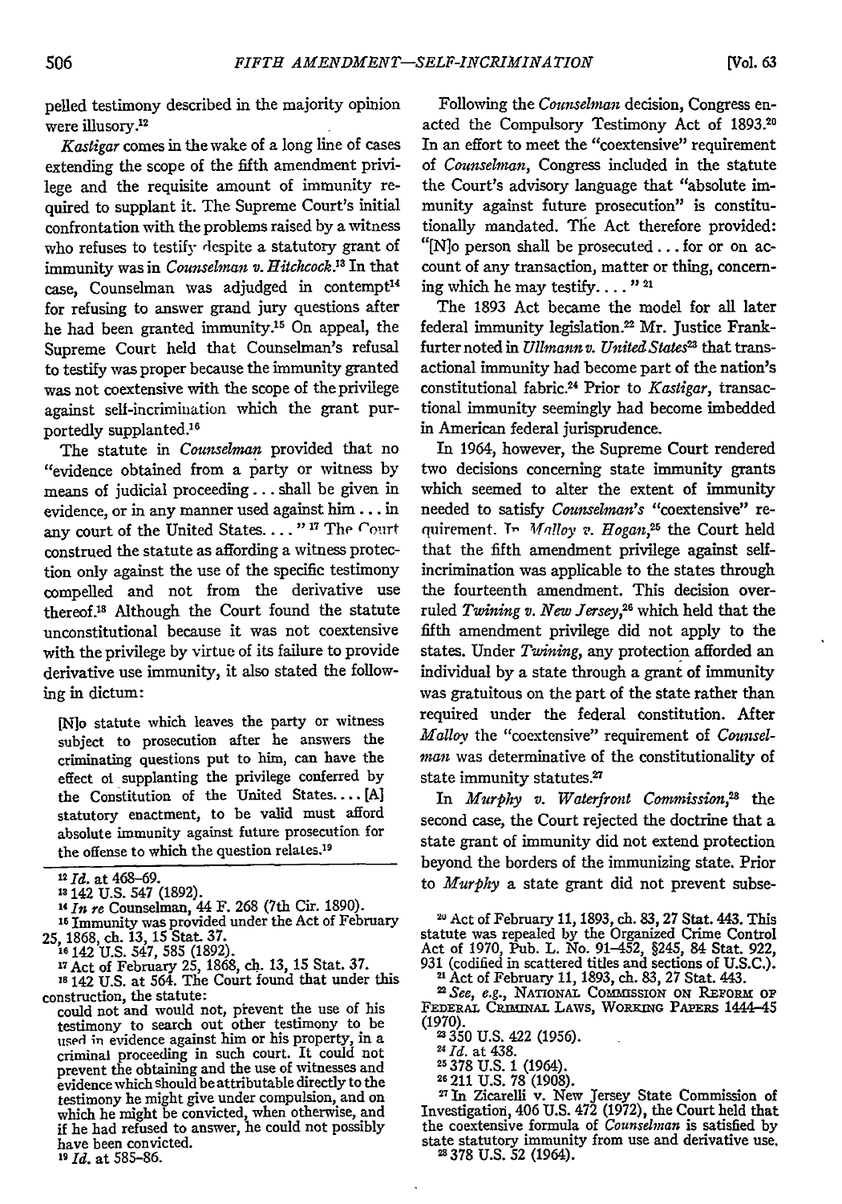pelled testimony described in the majority opinion were illusory.[12]

*Kastigar* comes in the wake of a long line of cases extending the scope of the fifth amendment privilege and the requisite amount of immunity required to supplant it. The Supreme Court's initial confrontation with the problems raised by a witness who refuses to testify despite a statutory grant of immunity was in *Counselman v. Hitchcock*.[13] In that case, Counselman was adjudged in contempt[14] for refusing to answer grand jury questions after he had been granted immunity.[15] On appeal, the Supreme Court held that Counselman's refusal to testify was proper because the immunity granted was not coextensive with the scope of the privilege against self-incrimination which the grant purportedly supplanted.[16]

The statute in *Counselman* provided that no "evidence obtained from a party or witness by means of judicial proceeding . . . shall be given in evidence, or in any manner used against him . . . in any court of the United States. . . . "[17] The Court construed the statute as affording a witness protection only against the use of the specific testimony compelled and not from the derivative use thereof.[18] Although the Court found the statute unconstitutional because it was not coextensive with the privilege by virtue of its failure to provide derivative use immunity, it also stated the following in dictum:

> [N]o statute which leaves the party or witness subject to prosecution after he answers the criminating questions put to him, can have the effect of supplanting the privilege conferred by the Constitution of the United States. . . . [A] statutory enactment, to be valid must afford absolute immunity against future prosecution for the offense to which the question relates.[19]

Following the *Counselman* decision, Congress enacted the Compulsory Testimony Act of 1893.[20] In an effort to meet the "coextensive" requirement of *Counselman*, Congress included in the statute the Court's advisory language that "absolute immunity against future prosecution" is constitutionally mandated. The Act therefore provided: "[N]o person shall be prosecuted . . . for or on account of any transaction, matter or thing, concerning which he may testify. . . . "[21]

The 1893 Act became the model for all later federal immunity legislation.[22] Mr. Justice Frankfurter noted in *Ullmann v. United States*[23] that transactional immunity had become part of the nation's constitutional fabric.[24] Prior to *Kastigar*, transactional immunity seemingly had become imbedded in American federal jurisprudence.

In 1964, however, the Supreme Court rendered two decisions concerning state immunity grants which seemed to alter the extent of immunity needed to satisfy *Counselman's* "coextensive" requirement. In *Malloy v. Hogan*,[25] the Court held that the fifth amendment privilege against self-incrimination was applicable to the states through the fourteenth amendment. This decision overruled *Twining v. New Jersey*,[26] which held that the fifth amendment privilege did not apply to the states. Under *Twining*, any protection afforded an individual by a state through a grant of immunity was gratuitous on the part of the state rather than required under the federal constitution. After *Malloy* the "coextensive" requirement of *Counselman* was determinative of the constitutionality of state immunity statutes.[27]

In *Murphy v. Waterfront Commission*,[28] the second case, the Court rejected the doctrine that a state grant of immunity did not extend protection beyond the borders of the immunizing state. Prior to *Murphy* a state grant did not prevent subse-

---

[12] *Id.* at 468–69.

[13] 142 U.S. 547 (1892).

[14] *In re* Counselman, 44 F. 268 (7th Cir. 1890).

[15] Immunity was provided under the Act of February 25, 1868, ch. 13, 15 Stat. 37.

[16] 142 U.S. 547, 585 (1892).

[17] Act of February 25, 1868, ch. 13, 15 Stat. 37.

[18] 142 U.S. at 564. The Court found that under this construction, the statute:

> could not and would not, prevent the use of his testimony to search out other testimony to be used in evidence against him or his property, in a criminal proceeding in such court. It could not prevent the obtaining and the use of witnesses and evidence which should be attributable directly to the testimony he might give under compulsion, and on which he might be convicted, when otherwise, and if he had refused to answer, he could not possibly have been convicted.

[19] *Id.* at 585–86.

[20] Act of February 11, 1893, ch. 83, 27 Stat. 443. This statute was repealed by the Organized Crime Control Act of 1970, Pub. L. No. 91-452, §245, 84 Stat. 922, 931 (codified in scattered titles and sections of U.S.C.).

[21] Act of February 11, 1893, ch. 83, 27 Stat. 443.

[22] *See, e.g.*, National Commission on Reform of Federal Criminal Laws, Working Papers 1444–45 (1970).

[23] 350 U.S. 422 (1956).

[24] *Id.* at 438.

[25] 378 U.S. 1 (1964).

[26] 211 U.S. 78 (1908).

[27] In Zicarelli v. New Jersey State Commission of Investigation, 406 U.S. 472 (1972), the Court held that the coextensive formula of *Counselman* is satisfied by state statutory immunity from use and derivative use.

[28] 378 U.S. 52 (1964).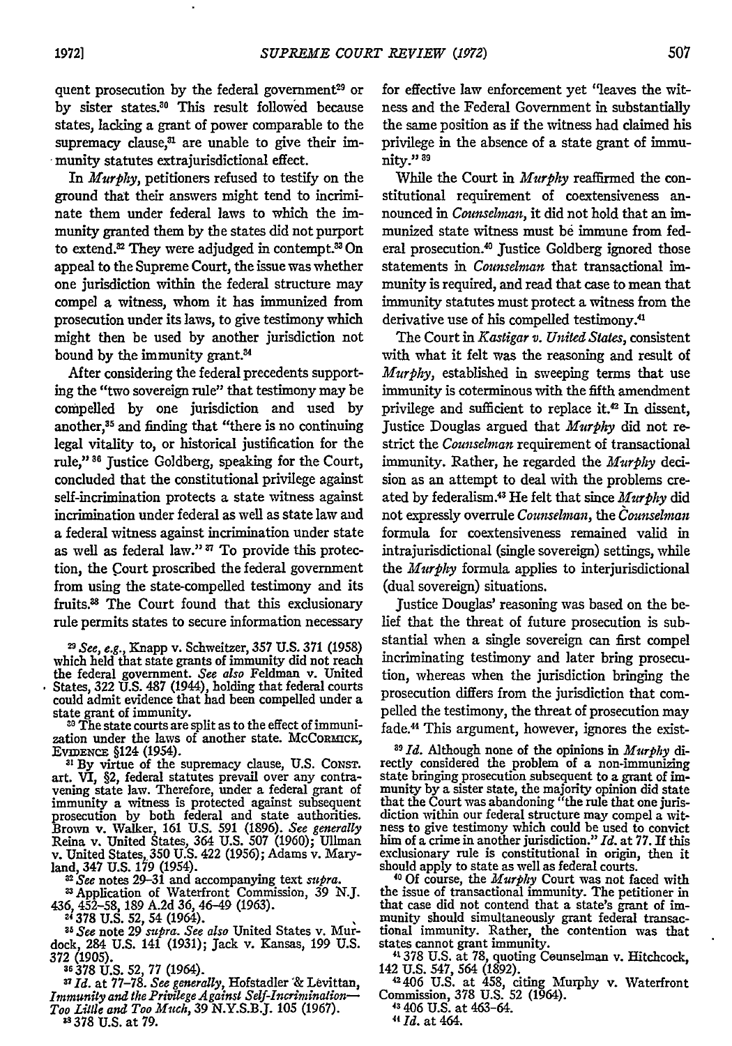quent prosecution by the federal government[29] or by sister states.[30] This result followed because states, lacking a grant of power comparable to the supremacy clause,[31] are unable to give their immunity statutes extrajurisdictional effect.

In *Murphy*, petitioners refused to testify on the ground that their answers might tend to incriminate them under federal laws to which the immunity granted them by the states did not purport to extend.[32] They were adjudged in contempt.[33] On appeal to the Supreme Court, the issue was whether one jurisdiction within the federal structure may compel a witness, whom it has immunized from prosecution under its laws, to give testimony which might then be used by another jurisdiction not bound by the immunity grant.[34]

After considering the federal precedents supporting the "two sovereign rule" that testimony may be compelled by one jurisdiction and used by another,[35] and finding that "there is no continuing legal vitality to, or historical justification for the rule,"[36] Justice Goldberg, speaking for the Court, concluded that the constitutional privilege against self-incrimination protects a state witness against incrimination under federal as well as state law and a federal witness against incrimination under state as well as federal law."[37] To provide this protection, the Court proscribed the federal government from using the state-compelled testimony and its fruits.[38] The Court found that this exclusionary rule permits states to secure information necessary for effective law enforcement yet "leaves the witness and the Federal Government in substantially the same position as if the witness had claimed his privilege in the absence of a state grant of immunity."[39]

While the Court in *Murphy* reaffirmed the constitutional requirement of coextensiveness announced in *Counselman*, it did not hold that an immunized state witness must be immune from federal prosecution.[40] Justice Goldberg ignored those statements in *Counselman* that transactional immunity is required, and read that case to mean that immunity statutes must protect a witness from the derivative use of his compelled testimony.[41]

The Court in *Kastigar v. United States*, consistent with what it felt was the reasoning and result of *Murphy*, established in sweeping terms that use immunity is coterminous with the fifth amendment privilege and sufficient to replace it.[42] In dissent, Justice Douglas argued that *Murphy* did not restrict the *Counselman* requirement of transactional immunity. Rather, he regarded the *Murphy* decision as an attempt to deal with the problems created by federalism.[43] He felt that since *Murphy* did not expressly overrule *Counselman*, the *Counselman* formula for coextensiveness remained valid in intrajurisdictional (single sovereign) settings, while the *Murphy* formula applies to interjurisdictional (dual sovereign) situations.

Justice Douglas' reasoning was based on the belief that the threat of future prosecution is substantial when a single sovereign can first compel incriminating testimony and later bring prosecution, whereas when the jurisdiction bringing the prosecution differs from the jurisdiction that compelled the testimony, the threat of prosecution may fade.[44] This argument, however, ignores the exist-

---

[29] *See, e.g.*, Knapp v. Schweitzer, 357 U.S. 371 (1958) which held that state grants of immunity did not reach the federal government. *See also* Feldman v. United States, 322 U.S. 487 (1944), holding that federal courts could admit evidence that had been compelled under a state grant of immunity.

[30] The state courts are split as to the effect of immunization under the laws of another state. McCormick, Evidence §124 (1954).

[31] By virtue of the supremacy clause, U.S. Const. art. VI, §2, federal statutes prevail over any contravening state law. Therefore, under a federal grant of immunity a witness is protected against subsequent prosecution by both federal and state authorities. Brown v. Walker, 161 U.S. 591 (1896). *See generally* Reina v. United States, 364 U.S. 507 (1960); Ullman v. United States, 350 U.S. 422 (1956); Adams v. Maryland, 347 U.S. 179 (1954).

[32] *See* notes 29–31 and accompanying text *supra*.

[33] Application of Waterfront Commission, 39 N.J. 436, 452–58, 189 A.2d 36, 46–49 (1963).

[34] 378 U.S. 52, 54 (1964).

[35] *See* note 29 *supra*. *See also* United States v. Murdock, 284 U.S. 141 (1931); Jack v. Kansas, 199 U.S. 372 (1905).

[36] 378 U.S. 52, 77 (1964).

[37] *Id.* at 77–78. *See generally*, Hofstadler & Levittan, *Immunity and the Privilege Against Self-Incrimination—Too Little and Too Much*, 39 N.Y.S.B.J. 105 (1967).

[38] 378 U.S. at 79.

[39] *Id.* Although none of the opinions in *Murphy* directly considered the problem of a non-immunizing state bringing prosecution subsequent to a grant of immunity by a sister state, the majority opinion did state that the Court was abandoning "the rule that one jurisdiction within our federal structure may compel a witness to give testimony which could be used to convict him of a crime in another jurisdiction." *Id.* at 77. If this exclusionary rule is constitutional in origin, then it should apply to state as well as federal courts.

[40] Of course, the *Murphy* Court was not faced with the issue of transactional immunity. The petitioner in that case did not contend that a state's grant of immunity should simultaneously grant federal transactional immunity. Rather, the contention was that states cannot grant immunity.

[41] 378 U.S. at 78, quoting Counselman v. Hitchcock, 142 U.S. 547, 564 (1892).

[42] 406 U.S. at 458, citing Murphy v. Waterfront Commission, 378 U.S. 52 (1964).

[43] 406 U.S. at 463–64.

[44] *Id.* at 464.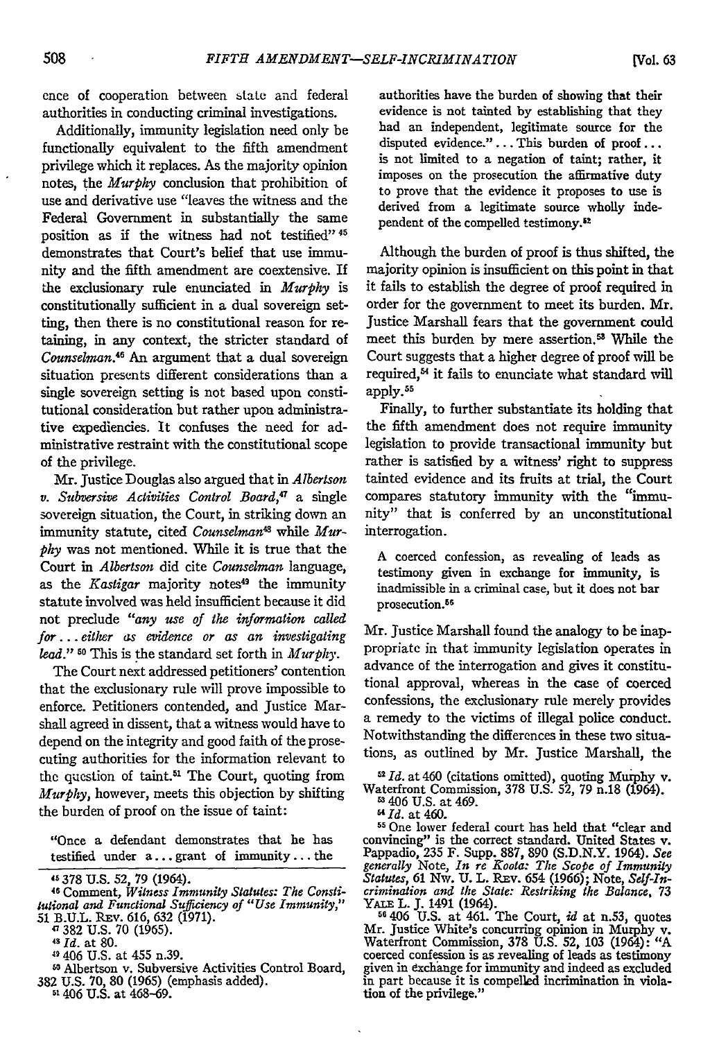ence of cooperation between state and federal authorities in conducting criminal investigations.

Additionally, immunity legislation need only be functionally equivalent to the fifth amendment privilege which it replaces. As the majority opinion notes, the *Murphy* conclusion that prohibition of use and derivative use "leaves the witness and the Federal Government in substantially the same position as if the witness had not testified"[45] demonstrates that Court's belief that use immunity and the fifth amendment are coextensive. If the exclusionary rule enunciated in *Murphy* is constitutionally sufficient in a dual sovereign setting, then there is no constitutional reason for retaining, in any context, the stricter standard of *Counselman*.[46] An argument that a dual sovereign situation presents different considerations than a single sovereign setting is not based upon constitutional consideration but rather upon administrative expediencies. It confuses the need for administrative restraint with the constitutional scope of the privilege.

Mr. Justice Douglas also argued that in *Albertson v. Subversive Activities Control Board*,[47] a single sovereign situation, the Court, in striking down an immunity statute, cited *Counselman*[48] while *Murphy* was not mentioned. While it is true that the Court in *Albertson* did cite *Counselman* language, as the *Kastigar* majority notes[49] the immunity statute involved was held insufficient because it did not preclude "*any use of the information called for . . . either as evidence or as an investigating lead.*"[50] This is the standard set forth in *Murphy*.

The Court next addressed petitioners' contention that the exclusionary rule will prove impossible to enforce. Petitioners contended, and Justice Marshall agreed in dissent, that a witness would have to depend on the integrity and good faith of the prosecuting authorities for the information relevant to the question of taint.[51] The Court, quoting from *Murphy*, however, meets this objection by shifting the burden of proof on the issue of taint:

> "Once a defendant demonstrates that he has testified under a . . . grant of immunity . . . the authorities have the burden of showing that their evidence is not tainted by establishing that they had an independent, legitimate source for the disputed evidence." . . . This burden of proof . . . is not limited to a negation of taint; rather, it imposes on the prosecution the affirmative duty to prove that the evidence it proposes to use is derived from a legitimate source wholly independent of the compelled testimony.[52]

Although the burden of proof is thus shifted, the majority opinion is insufficient on this point in that it fails to establish the degree of proof required in order for the government to meet its burden. Mr. Justice Marshall fears that the government could meet this burden by mere assertion.[53] While the Court suggests that a higher degree of proof will be required,[54] it fails to enunciate what standard will apply.[55]

Finally, to further substantiate its holding that the fifth amendment does not require immunity legislation to provide transactional immunity but rather is satisfied by a witness' right to suppress tainted evidence and its fruits at trial, the Court compares statutory immunity with the "immunity" that is conferred by an unconstitutional interrogation.

> A coerced confession, as revealing of leads as testimony given in exchange for immunity, is inadmissible in a criminal case, but it does not bar prosecution.[56]

Mr. Justice Marshall found the analogy to be inappropriate in that immunity legislation operates in advance of the interrogation and gives it constitutional approval, whereas in the case of coerced confessions, the exclusionary rule merely provides a remedy to the victims of illegal police conduct. Notwithstanding the differences in these two situations, as outlined by Mr. Justice Marshall, the

---

[45] 378 U.S. 52, 79 (1964).

[46] Comment, *Witness Immunity Statutes: The Constitutional and Functional Sufficiency of "Use Immunity,"* 51 B.U.L. REV. 616, 632 (1971).

[47] 382 U.S. 70 (1965).

[48] *Id.* at 80.

[49] 406 U.S. at 455 n.39.

[50] Albertson v. Subversive Activities Control Board, 382 U.S. 70, 80 (1965) (emphasis added).

[51] 406 U.S. at 468–69.

[52] *Id.* at 460 (citations omitted), quoting Murphy v. Waterfront Commission, 378 U.S. 52, 79 n.18 (1964).

[53] 406 U.S. at 469.

[54] *Id.* at 460.

[55] One lower federal court has held that "clear and convincing" is the correct standard. United States v. Pappadio, 235 F. Supp. 887, 890 (S.D.N.Y. 1964). *See generally* Note, *In re Koota: The Scope of Immunity Statutes*, 61 NW. U. L. REV. 654 (1966); Note, *Self-Incrimination and the State: Restriking the Balance*, 73 YALE L. J. 1491 (1964).

[56] 406 U.S. at 461. The Court, *id* at n.53, quotes Mr. Justice White's concurring opinion in Murphy v. Waterfront Commission, 378 U.S. 52, 103 (1964): "A coerced confession is as revealing of leads as testimony given in exchange for immunity and indeed as excluded in part because it is compelled incrimination in violation of the privilege."